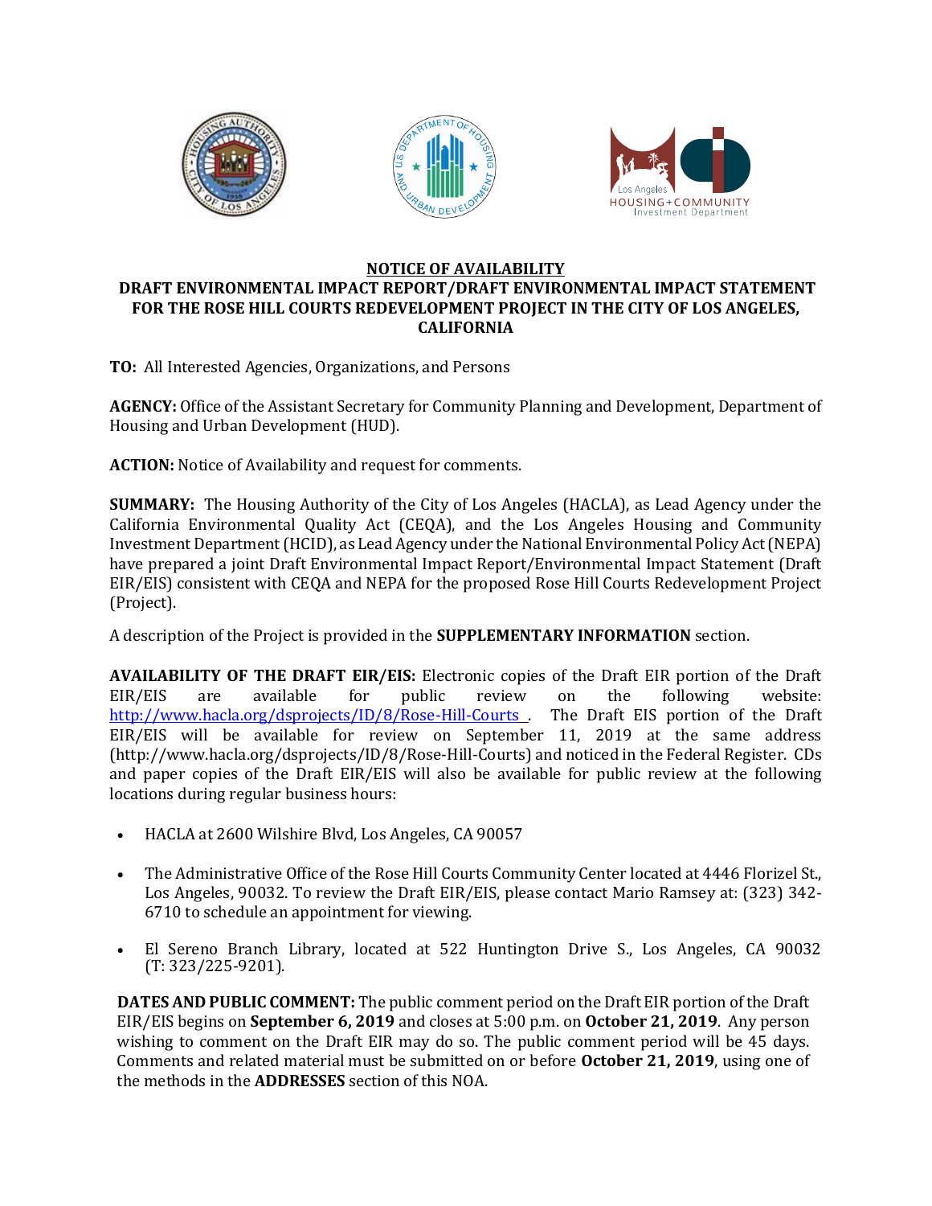# NOTICE OF AVAILABILITY

## DRAFT ENVIRONMENTAL IMPACT REPORT/DRAFT ENVIRONMENTAL IMPACT STATEMENT FOR THE ROSE HILL COURTS REDEVELOPMENT PROJECT IN THE CITY OF LOS ANGELES, CALIFORNIA

**TO:** All Interested Agencies, Organizations, and Persons

**AGENCY:** Office of the Assistant Secretary for Community Planning and Development, Department of Housing and Urban Development (HUD).

**ACTION:** Notice of Availability and request for comments.

**SUMMARY:** The Housing Authority of the City of Los Angeles (HACLA), as Lead Agency under the California Environmental Quality Act (CEQA), and the Los Angeles Housing and Community Investment Department (HCID), as Lead Agency under the National Environmental Policy Act (NEPA) have prepared a joint Draft Environmental Impact Report/Environmental Impact Statement (Draft EIR/EIS) consistent with CEQA and NEPA for the proposed Rose Hill Courts Redevelopment Project (Project).

A description of the Project is provided in the **SUPPLEMENTARY INFORMATION** section.

**AVAILABILITY OF THE DRAFT EIR/EIS:** Electronic copies of the Draft EIR portion of the Draft EIR/EIS are available for public review on the following website: [http://www.hacla.org/dsprojects/ID/8/Rose-Hill-Courts](http://www.hacla.org/dsprojects/ID/8/Rose-Hill-Courts). The Draft EIS portion of the Draft EIR/EIS will be available for review on September 11, 2019 at the same address (http://www.hacla.org/dsprojects/ID/8/Rose-Hill-Courts) and noticed in the Federal Register. CDs and paper copies of the Draft EIR/EIS will also be available for public review at the following locations during regular business hours:

- HACLA at 2600 Wilshire Blvd, Los Angeles, CA 90057
- The Administrative Office of the Rose Hill Courts Community Center located at 4446 Florizel St., Los Angeles, 90032. To review the Draft EIR/EIS, please contact Mario Ramsey at: (323) 342-6710 to schedule an appointment for viewing.
- El Sereno Branch Library, located at 522 Huntington Drive S., Los Angeles, CA 90032 (T: 323/225-9201).

**DATES AND PUBLIC COMMENT:** The public comment period on the Draft EIR portion of the Draft EIR/EIS begins on **September 6, 2019** and closes at 5:00 p.m. on **October 21, 2019**. Any person wishing to comment on the Draft EIR may do so. The public comment period will be 45 days. Comments and related material must be submitted on or before **October 21, 2019**, using one of the methods in the **ADDRESSES** section of this NOA.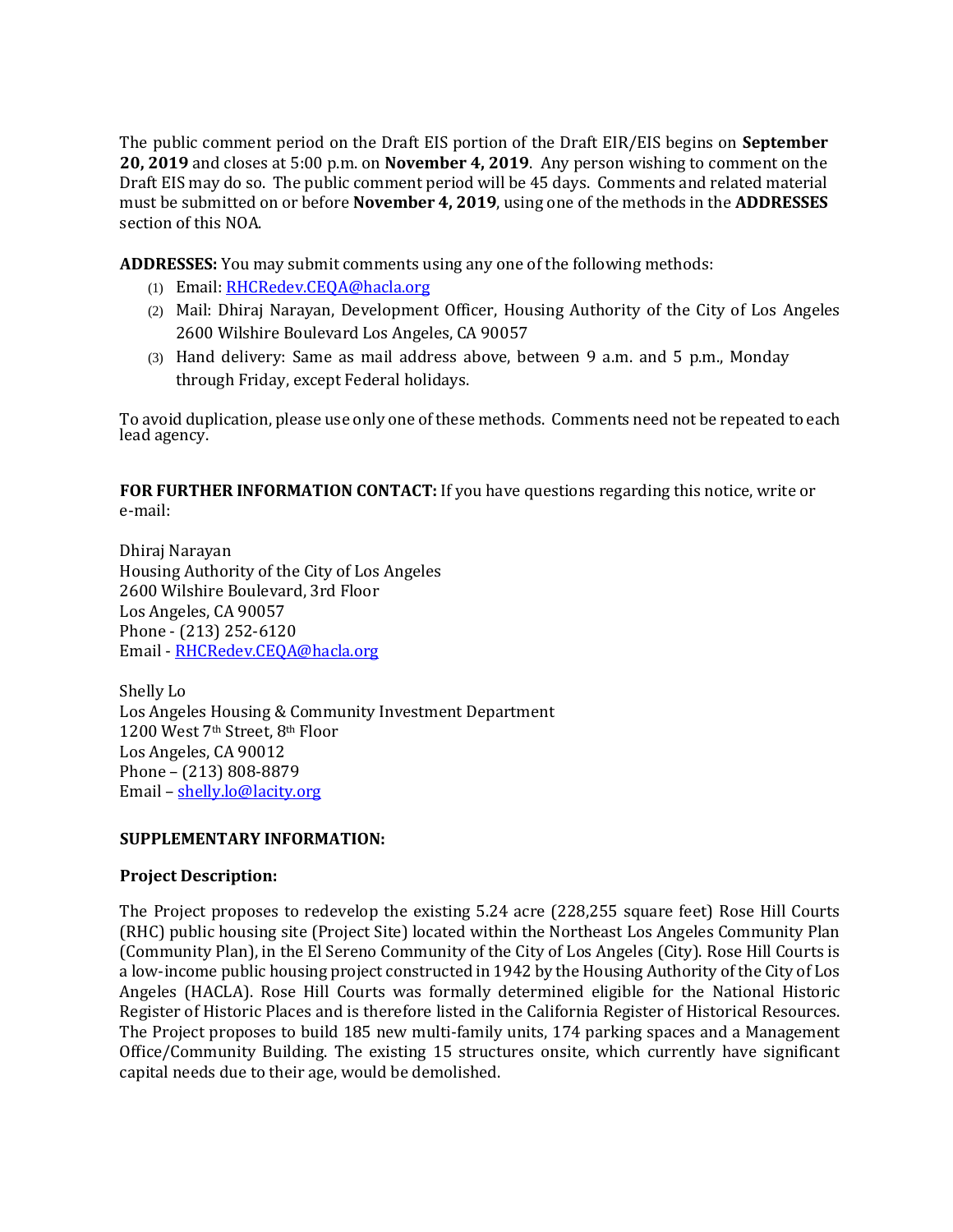The public comment period on the Draft EIS portion of the Draft EIR/EIS begins on **September 20, 2019** and closes at 5:00 p.m. on **November 4, 2019**. Any person wishing to comment on the Draft EIS may do so. The public comment period will be 45 days. Comments and related material must be submitted on or before **November 4, 2019**, using one of the methods in the **ADDRESSES** section of this NOA.

**ADDRESSES:** You may submit comments using any one of the following methods:

(1) Email: RHCRedev.CEQA@hacla.org
(2) Mail: Dhiraj Narayan, Development Officer, Housing Authority of the City of Los Angeles 2600 Wilshire Boulevard Los Angeles, CA 90057
(3) Hand delivery: Same as mail address above, between 9 a.m. and 5 p.m., Monday through Friday, except Federal holidays.

To avoid duplication, please use only one of these methods. Comments need not be repeated to each lead agency.

**FOR FURTHER INFORMATION CONTACT:** If you have questions regarding this notice, write or e-mail:

Dhiraj Narayan
Housing Authority of the City of Los Angeles
2600 Wilshire Boulevard, 3rd Floor
Los Angeles, CA 90057
Phone - (213) 252-6120
Email - RHCRedev.CEQA@hacla.org

Shelly Lo
Los Angeles Housing & Community Investment Department
1200 West 7th Street, 8th Floor
Los Angeles, CA 90012
Phone – (213) 808-8879
Email – shelly.lo@lacity.org

**SUPPLEMENTARY INFORMATION:**

**Project Description:**

The Project proposes to redevelop the existing 5.24 acre (228,255 square feet) Rose Hill Courts (RHC) public housing site (Project Site) located within the Northeast Los Angeles Community Plan (Community Plan), in the El Sereno Community of the City of Los Angeles (City). Rose Hill Courts is a low-income public housing project constructed in 1942 by the Housing Authority of the City of Los Angeles (HACLA). Rose Hill Courts was formally determined eligible for the National Historic Register of Historic Places and is therefore listed in the California Register of Historical Resources. The Project proposes to build 185 new multi-family units, 174 parking spaces and a Management Office/Community Building. The existing 15 structures onsite, which currently have significant capital needs due to their age, would be demolished.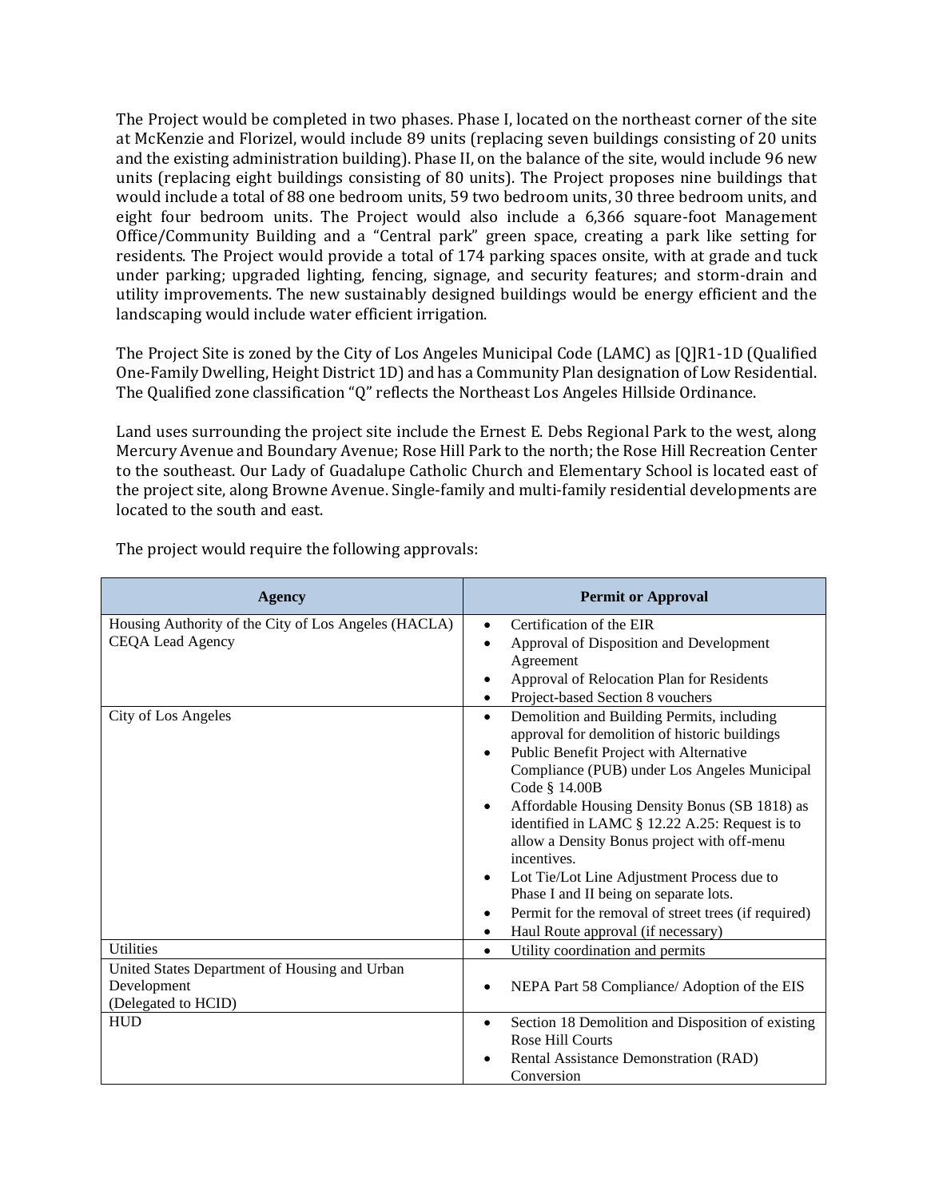The Project would be completed in two phases. Phase I, located on the northeast corner of the site at McKenzie and Florizel, would include 89 units (replacing seven buildings consisting of 20 units and the existing administration building). Phase II, on the balance of the site, would include 96 new units (replacing eight buildings consisting of 80 units). The Project proposes nine buildings that would include a total of 88 one bedroom units, 59 two bedroom units, 30 three bedroom units, and eight four bedroom units. The Project would also include a 6,366 square-foot Management Office/Community Building and a "Central park" green space, creating a park like setting for residents. The Project would provide a total of 174 parking spaces onsite, with at grade and tuck under parking; upgraded lighting, fencing, signage, and security features; and storm-drain and utility improvements. The new sustainably designed buildings would be energy efficient and the landscaping would include water efficient irrigation.

The Project Site is zoned by the City of Los Angeles Municipal Code (LAMC) as [Q]R1-1D (Qualified One-Family Dwelling, Height District 1D) and has a Community Plan designation of Low Residential. The Qualified zone classification "Q" reflects the Northeast Los Angeles Hillside Ordinance.

Land uses surrounding the project site include the Ernest E. Debs Regional Park to the west, along Mercury Avenue and Boundary Avenue; Rose Hill Park to the north; the Rose Hill Recreation Center to the southeast. Our Lady of Guadalupe Catholic Church and Elementary School is located east of the project site, along Browne Avenue. Single-family and multi-family residential developments are located to the south and east.

The project would require the following approvals:

| Agency | Permit or Approval |
|---|---|
| Housing Authority of the City of Los Angeles (HACLA) CEQA Lead Agency | • Certification of the EIR<br>• Approval of Disposition and Development Agreement<br>• Approval of Relocation Plan for Residents<br>• Project-based Section 8 vouchers |
| City of Los Angeles | • Demolition and Building Permits, including approval for demolition of historic buildings<br>• Public Benefit Project with Alternative Compliance (PUB) under Los Angeles Municipal Code § 14.00B<br>• Affordable Housing Density Bonus (SB 1818) as identified in LAMC § 12.22 A.25: Request is to allow a Density Bonus project with off-menu incentives.<br>• Lot Tie/Lot Line Adjustment Process due to Phase I and II being on separate lots.<br>• Permit for the removal of street trees (if required)<br>• Haul Route approval (if necessary) |
| Utilities | • Utility coordination and permits |
| United States Department of Housing and Urban Development (Delegated to HCID) | • NEPA Part 58 Compliance/ Adoption of the EIS |
| HUD | • Section 18 Demolition and Disposition of existing Rose Hill Courts<br>• Rental Assistance Demonstration (RAD) Conversion |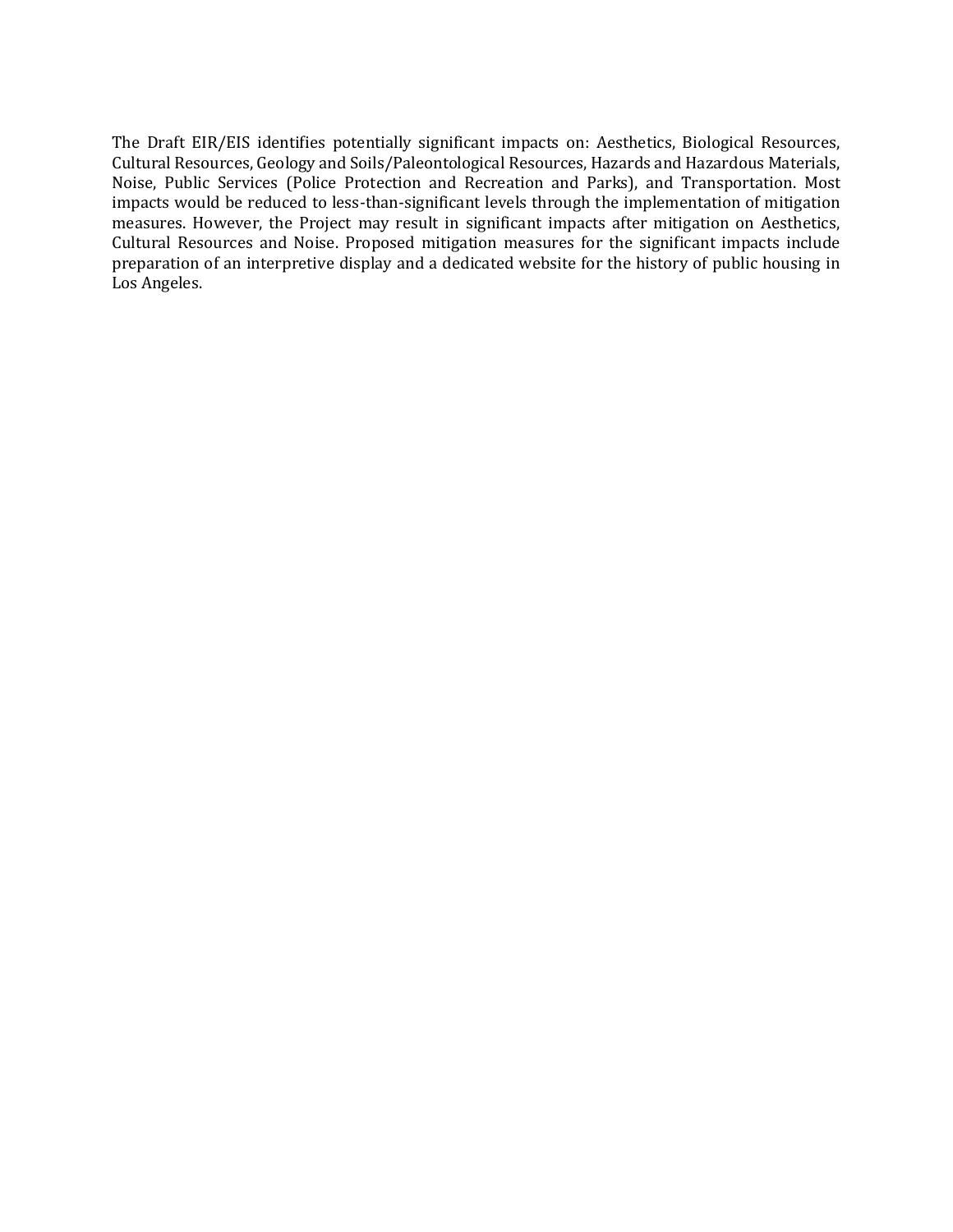The Draft EIR/EIS identifies potentially significant impacts on: Aesthetics, Biological Resources, Cultural Resources, Geology and Soils/Paleontological Resources, Hazards and Hazardous Materials, Noise, Public Services (Police Protection and Recreation and Parks), and Transportation. Most impacts would be reduced to less-than-significant levels through the implementation of mitigation measures. However, the Project may result in significant impacts after mitigation on Aesthetics, Cultural Resources and Noise. Proposed mitigation measures for the significant impacts include preparation of an interpretive display and a dedicated website for the history of public housing in Los Angeles.